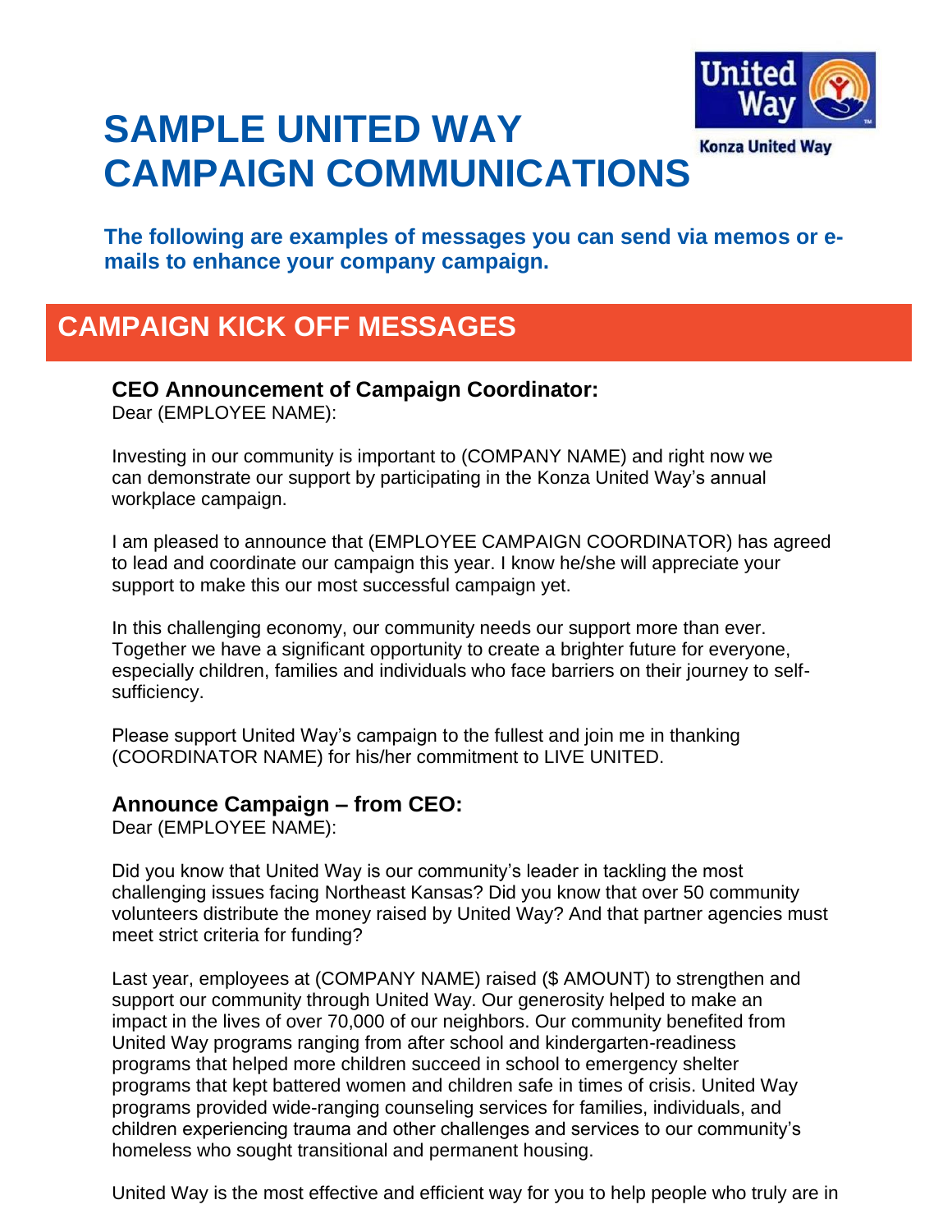# SAMPLE UNITED WAY CAMPAIGN COMMUNICATIONS

Konza United Way

**The following are examples of messages you can send via memos or e-mails to enhance your company campaign.**

## CAMPAIGN KICK OFF MESSAGES

### CEO Announcement of Campaign Coordinator:

Dear (EMPLOYEE NAME):

Investing in our community is important to (COMPANY NAME) and right now we can demonstrate our support by participating in the Konza United Way's annual workplace campaign.

I am pleased to announce that (EMPLOYEE CAMPAIGN COORDINATOR) has agreed to lead and coordinate our campaign this year. I know he/she will appreciate your support to make this our most successful campaign yet.

In this challenging economy, our community needs our support more than ever. Together we have a significant opportunity to create a brighter future for everyone, especially children, families and individuals who face barriers on their journey to self-sufficiency.

Please support United Way's campaign to the fullest and join me in thanking (COORDINATOR NAME) for his/her commitment to LIVE UNITED.

### Announce Campaign – from CEO:

Dear (EMPLOYEE NAME):

Did you know that United Way is our community's leader in tackling the most challenging issues facing Northeast Kansas? Did you know that over 50 community volunteers distribute the money raised by United Way? And that partner agencies must meet strict criteria for funding?

Last year, employees at (COMPANY NAME) raised ($ AMOUNT) to strengthen and support our community through United Way. Our generosity helped to make an impact in the lives of over 70,000 of our neighbors. Our community benefited from United Way programs ranging from after school and kindergarten-readiness programs that helped more children succeed in school to emergency shelter programs that kept battered women and children safe in times of crisis. United Way programs provided wide-ranging counseling services for families, individuals, and children experiencing trauma and other challenges and services to our community's homeless who sought transitional and permanent housing.

United Way is the most effective and efficient way for you to help people who truly are in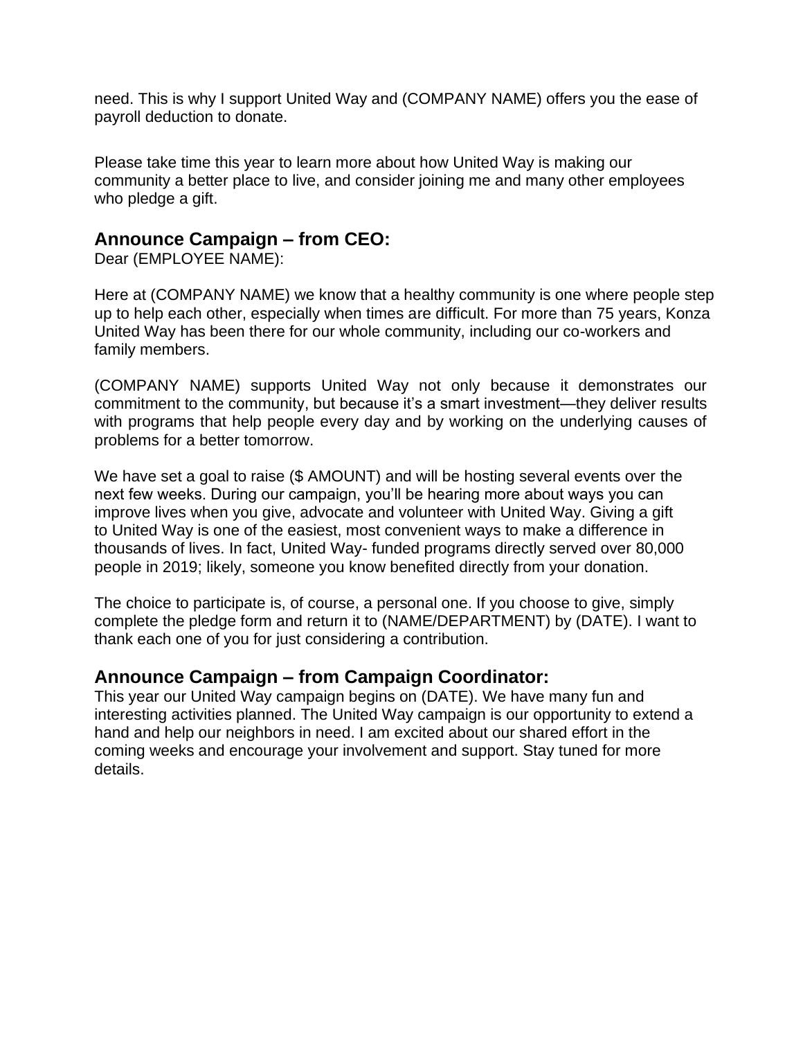need. This is why I support United Way and (COMPANY NAME) offers you the ease of payroll deduction to donate.

Please take time this year to learn more about how United Way is making our community a better place to live, and consider joining me and many other employees who pledge a gift.

## Announce Campaign – from CEO:

Dear (EMPLOYEE NAME):

Here at (COMPANY NAME) we know that a healthy community is one where people step up to help each other, especially when times are difficult. For more than 75 years, Konza United Way has been there for our whole community, including our co-workers and family members.

(COMPANY NAME) supports United Way not only because it demonstrates our commitment to the community, but because it's a smart investment—they deliver results with programs that help people every day and by working on the underlying causes of problems for a better tomorrow.

We have set a goal to raise ($ AMOUNT) and will be hosting several events over the next few weeks. During our campaign, you'll be hearing more about ways you can improve lives when you give, advocate and volunteer with United Way. Giving a gift to United Way is one of the easiest, most convenient ways to make a difference in thousands of lives. In fact, United Way- funded programs directly served over 80,000 people in 2019; likely, someone you know benefited directly from your donation.

The choice to participate is, of course, a personal one. If you choose to give, simply complete the pledge form and return it to (NAME/DEPARTMENT) by (DATE). I want to thank each one of you for just considering a contribution.

## Announce Campaign – from Campaign Coordinator:

This year our United Way campaign begins on (DATE). We have many fun and interesting activities planned. The United Way campaign is our opportunity to extend a hand and help our neighbors in need. I am excited about our shared effort in the coming weeks and encourage your involvement and support. Stay tuned for more details.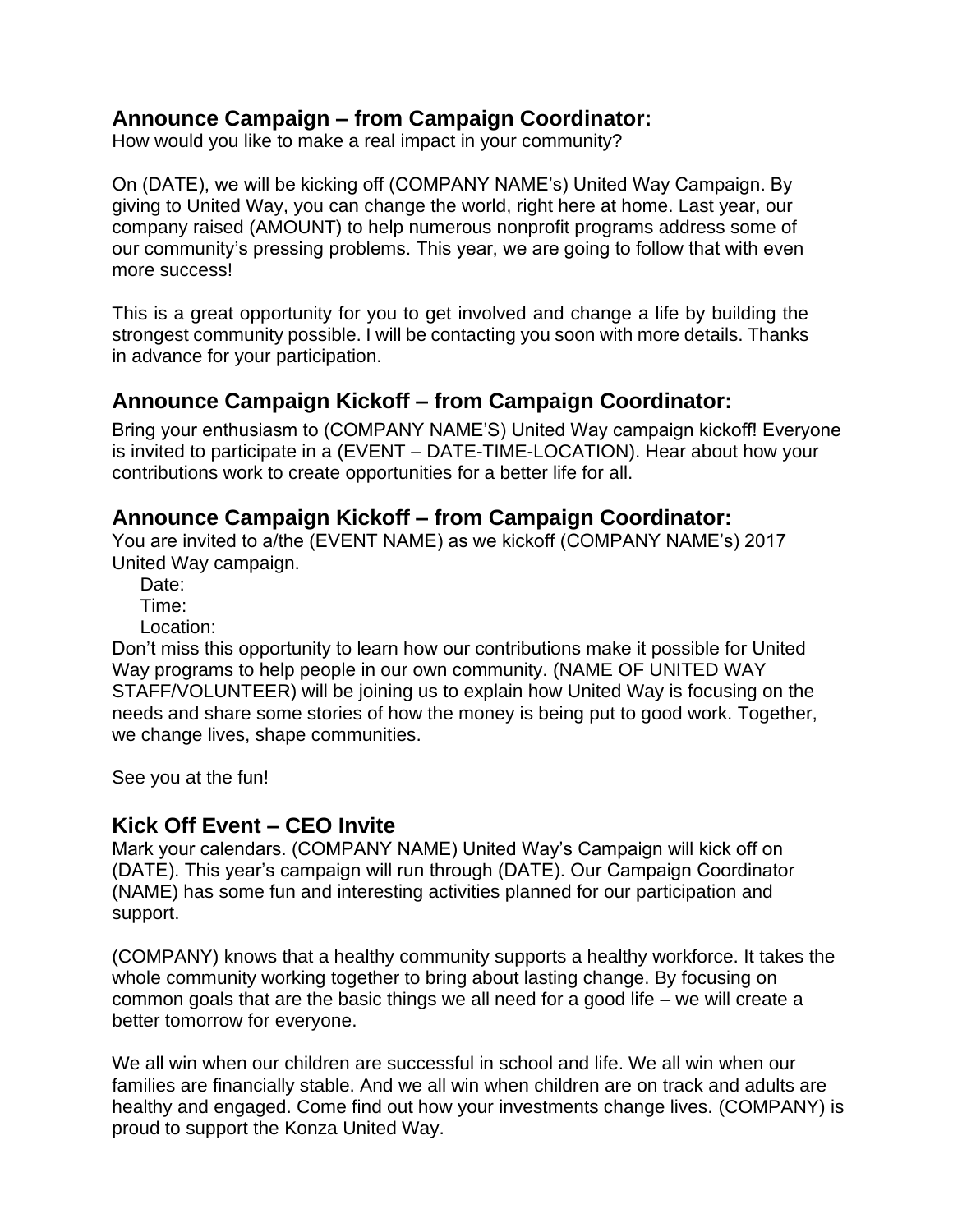## Announce Campaign – from Campaign Coordinator:

How would you like to make a real impact in your community?

On (DATE), we will be kicking off (COMPANY NAME's) United Way Campaign. By giving to United Way, you can change the world, right here at home. Last year, our company raised (AMOUNT) to help numerous nonprofit programs address some of our community's pressing problems. This year, we are going to follow that with even more success!

This is a great opportunity for you to get involved and change a life by building the strongest community possible. I will be contacting you soon with more details. Thanks in advance for your participation.

## Announce Campaign Kickoff – from Campaign Coordinator:

Bring your enthusiasm to (COMPANY NAME'S) United Way campaign kickoff! Everyone is invited to participate in a (EVENT – DATE-TIME-LOCATION). Hear about how your contributions work to create opportunities for a better life for all.

## Announce Campaign Kickoff – from Campaign Coordinator:

You are invited to a/the (EVENT NAME) as we kickoff (COMPANY NAME's) 2017 United Way campaign.

Date:
Time:
Location:

Don't miss this opportunity to learn how our contributions make it possible for United Way programs to help people in our own community. (NAME OF UNITED WAY STAFF/VOLUNTEER) will be joining us to explain how United Way is focusing on the needs and share some stories of how the money is being put to good work. Together, we change lives, shape communities.

See you at the fun!

## Kick Off Event – CEO Invite

Mark your calendars. (COMPANY NAME) United Way's Campaign will kick off on (DATE). This year's campaign will run through (DATE). Our Campaign Coordinator (NAME) has some fun and interesting activities planned for our participation and support.

(COMPANY) knows that a healthy community supports a healthy workforce. It takes the whole community working together to bring about lasting change. By focusing on common goals that are the basic things we all need for a good life – we will create a better tomorrow for everyone.

We all win when our children are successful in school and life. We all win when our families are financially stable. And we all win when children are on track and adults are healthy and engaged. Come find out how your investments change lives. (COMPANY) is proud to support the Konza United Way.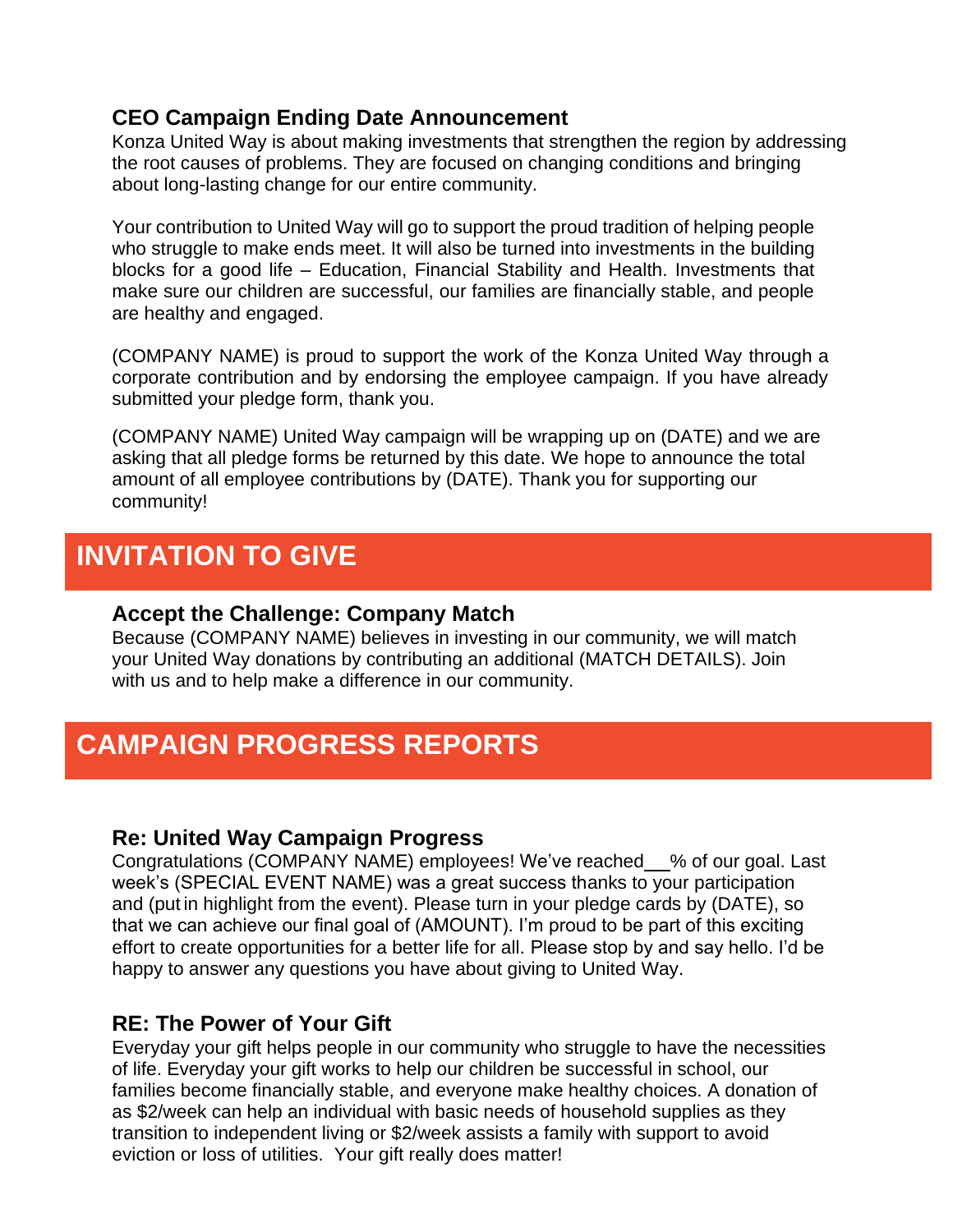### CEO Campaign Ending Date Announcement

Konza United Way is about making investments that strengthen the region by addressing the root causes of problems. They are focused on changing conditions and bringing about long-lasting change for our entire community.

Your contribution to United Way will go to support the proud tradition of helping people who struggle to make ends meet. It will also be turned into investments in the building blocks for a good life – Education, Financial Stability and Health. Investments that make sure our children are successful, our families are financially stable, and people are healthy and engaged.

(COMPANY NAME) is proud to support the work of the Konza United Way through a corporate contribution and by endorsing the employee campaign. If you have already submitted your pledge form, thank you.

(COMPANY NAME) United Way campaign will be wrapping up on (DATE) and we are asking that all pledge forms be returned by this date. We hope to announce the total amount of all employee contributions by (DATE). Thank you for supporting our community!

## INVITATION TO GIVE

### Accept the Challenge: Company Match

Because (COMPANY NAME) believes in investing in our community, we will match your United Way donations by contributing an additional (MATCH DETAILS). Join with us and to help make a difference in our community.

## CAMPAIGN PROGRESS REPORTS

### Re: United Way Campaign Progress

Congratulations (COMPANY NAME) employees! We've reached\_\_% of our goal. Last week's (SPECIAL EVENT NAME) was a great success thanks to your participation and (put in highlight from the event). Please turn in your pledge cards by (DATE), so that we can achieve our final goal of (AMOUNT). I'm proud to be part of this exciting effort to create opportunities for a better life for all. Please stop by and say hello. I'd be happy to answer any questions you have about giving to United Way.

### RE: The Power of Your Gift

Everyday your gift helps people in our community who struggle to have the necessities of life. Everyday your gift works to help our children be successful in school, our families become financially stable, and everyone make healthy choices. A donation of as $2/week can help an individual with basic needs of household supplies as they transition to independent living or $2/week assists a family with support to avoid eviction or loss of utilities. Your gift really does matter!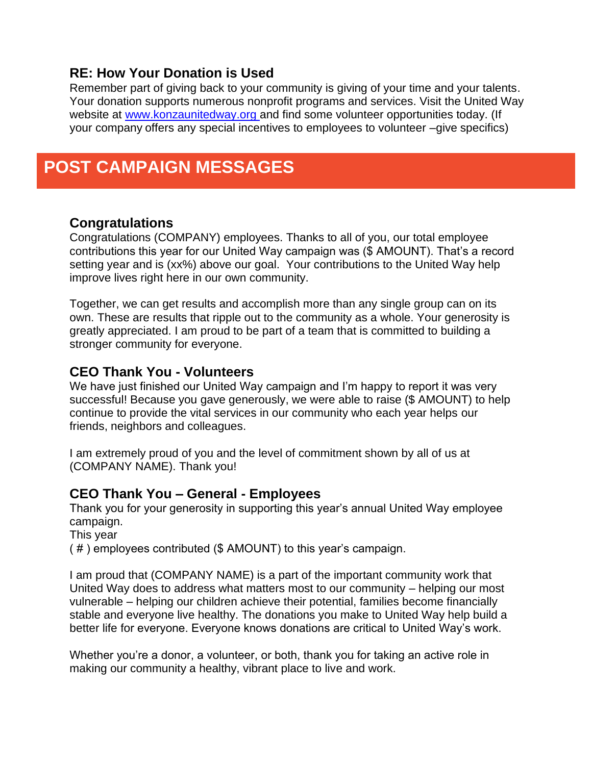### RE: How Your Donation is Used

Remember part of giving back to your community is giving of your time and your talents. Your donation supports numerous nonprofit programs and services. Visit the United Way website at [www.konzaunitedway.org](http://www.konzaunitedway.org) and find some volunteer opportunities today. (If your company offers any special incentives to employees to volunteer –give specifics)

## POST CAMPAIGN MESSAGES

### Congratulations

Congratulations (COMPANY) employees. Thanks to all of you, our total employee contributions this year for our United Way campaign was ($ AMOUNT). That's a record setting year and is (xx%) above our goal. Your contributions to the United Way help improve lives right here in our own community.

Together, we can get results and accomplish more than any single group can on its own. These are results that ripple out to the community as a whole. Your generosity is greatly appreciated. I am proud to be part of a team that is committed to building a stronger community for everyone.

### CEO Thank You - Volunteers

We have just finished our United Way campaign and I'm happy to report it was very successful! Because you gave generously, we were able to raise ($ AMOUNT) to help continue to provide the vital services in our community who each year helps our friends, neighbors and colleagues.

I am extremely proud of you and the level of commitment shown by all of us at (COMPANY NAME). Thank you!

### CEO Thank You – General - Employees

Thank you for your generosity in supporting this year's annual United Way employee campaign.
This year
( # ) employees contributed ($ AMOUNT) to this year's campaign.

I am proud that (COMPANY NAME) is a part of the important community work that United Way does to address what matters most to our community – helping our most vulnerable – helping our children achieve their potential, families become financially stable and everyone live healthy. The donations you make to United Way help build a better life for everyone. Everyone knows donations are critical to United Way's work.

Whether you're a donor, a volunteer, or both, thank you for taking an active role in making our community a healthy, vibrant place to live and work.